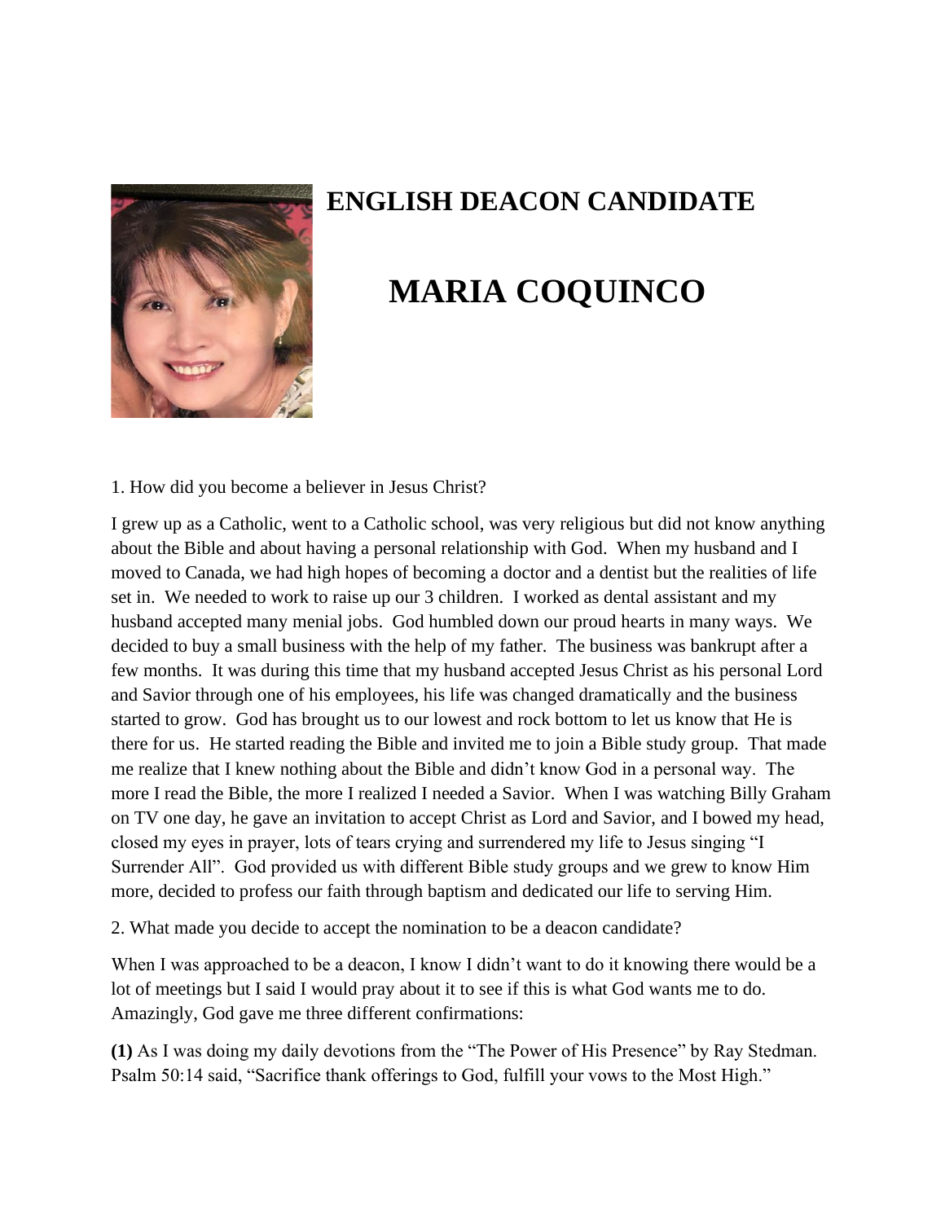# ENGLISH DEACON CANDIDATE

# MARIA COQUINCO

1. How did you become a believer in Jesus Christ?

I grew up as a Catholic, went to a Catholic school, was very religious but did not know anything about the Bible and about having a personal relationship with God. When my husband and I moved to Canada, we had high hopes of becoming a doctor and a dentist but the realities of life set in. We needed to work to raise up our 3 children. I worked as dental assistant and my husband accepted many menial jobs. God humbled down our proud hearts in many ways. We decided to buy a small business with the help of my father. The business was bankrupt after a few months. It was during this time that my husband accepted Jesus Christ as his personal Lord and Savior through one of his employees, his life was changed dramatically and the business started to grow. God has brought us to our lowest and rock bottom to let us know that He is there for us. He started reading the Bible and invited me to join a Bible study group. That made me realize that I knew nothing about the Bible and didn't know God in a personal way. The more I read the Bible, the more I realized I needed a Savior. When I was watching Billy Graham on TV one day, he gave an invitation to accept Christ as Lord and Savior, and I bowed my head, closed my eyes in prayer, lots of tears crying and surrendered my life to Jesus singing "I Surrender All". God provided us with different Bible study groups and we grew to know Him more, decided to profess our faith through baptism and dedicated our life to serving Him.

2. What made you decide to accept the nomination to be a deacon candidate?

When I was approached to be a deacon, I know I didn't want to do it knowing there would be a lot of meetings but I said I would pray about it to see if this is what God wants me to do. Amazingly, God gave me three different confirmations:

**(1)** As I was doing my daily devotions from the "The Power of His Presence" by Ray Stedman. Psalm 50:14 said, "Sacrifice thank offerings to God, fulfill your vows to the Most High."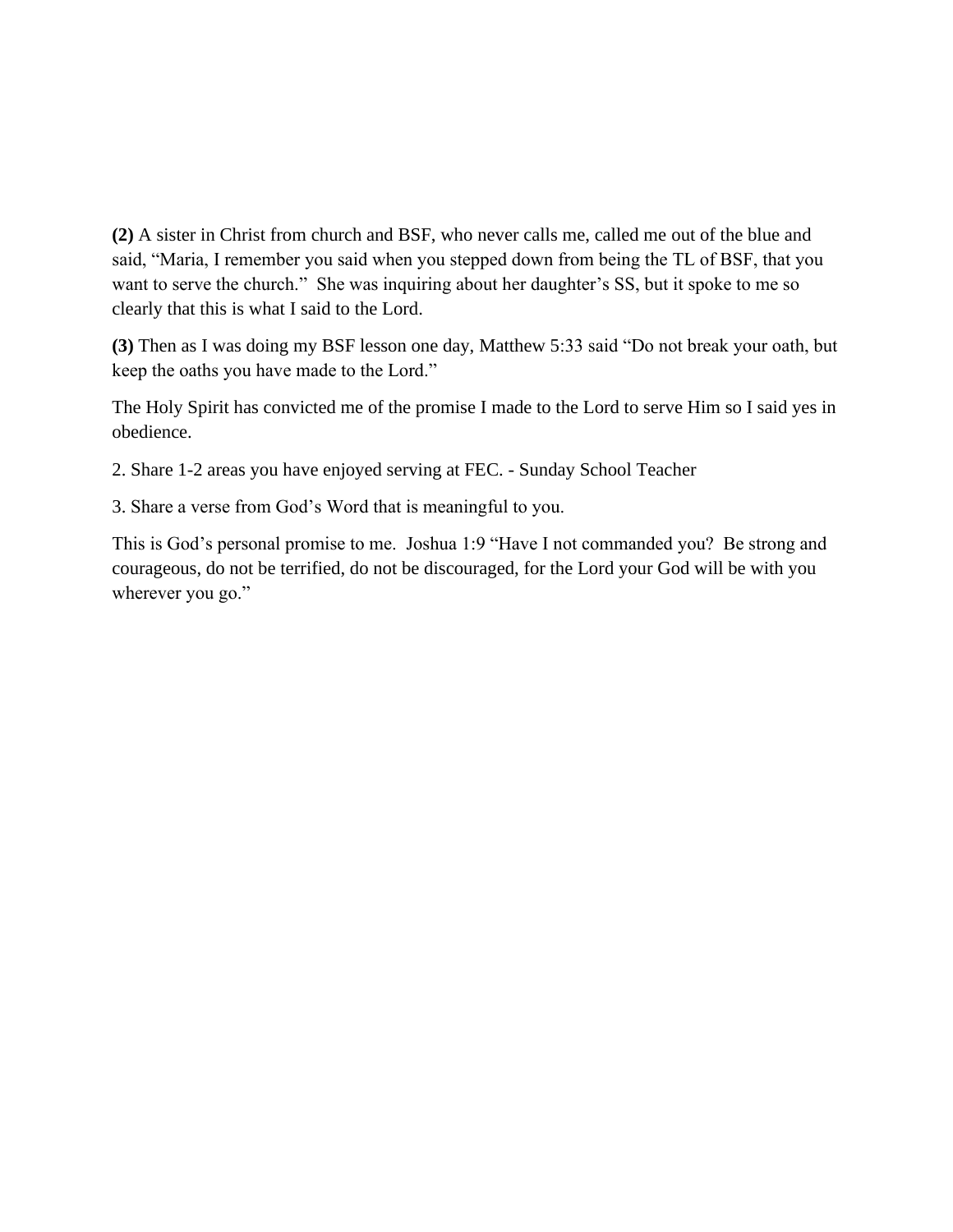**(2)** A sister in Christ from church and BSF, who never calls me, called me out of the blue and said, "Maria, I remember you said when you stepped down from being the TL of BSF, that you want to serve the church." She was inquiring about her daughter's SS, but it spoke to me so clearly that this is what I said to the Lord.

**(3)** Then as I was doing my BSF lesson one day, Matthew 5:33 said "Do not break your oath, but keep the oaths you have made to the Lord."

The Holy Spirit has convicted me of the promise I made to the Lord to serve Him so I said yes in obedience.

2. Share 1-2 areas you have enjoyed serving at FEC. - Sunday School Teacher

3. Share a verse from God's Word that is meaningful to you.

This is God's personal promise to me. Joshua 1:9 "Have I not commanded you? Be strong and courageous, do not be terrified, do not be discouraged, for the Lord your God will be with you wherever you go."